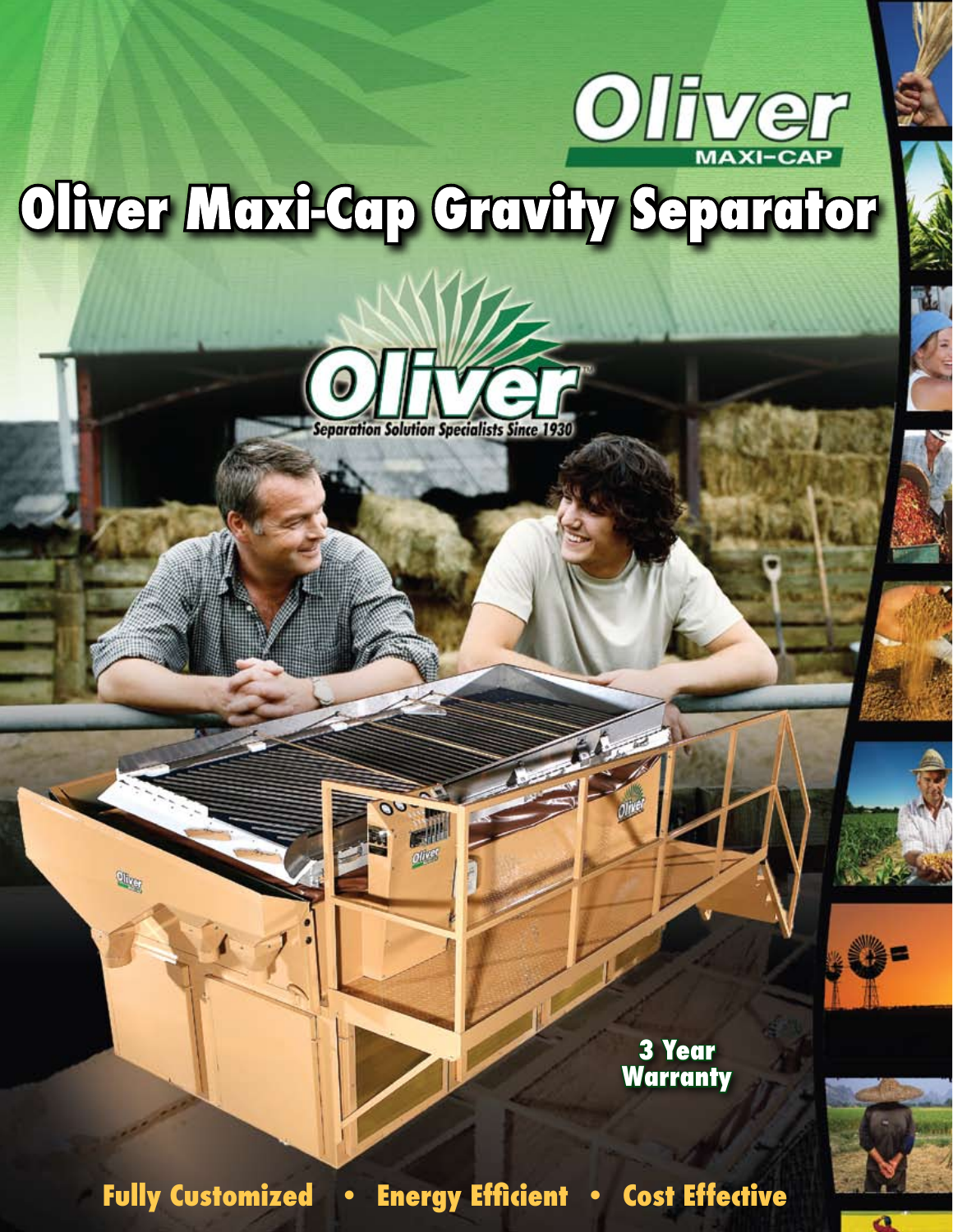Oliver

MAXI-CAP

# Oliver Maxi-Cap Gravity Separator

Oliver

Separation Solution Specialists Since 1930

3 Year Warranty

**Fully Customized • Energy Efficient • Cost Effective**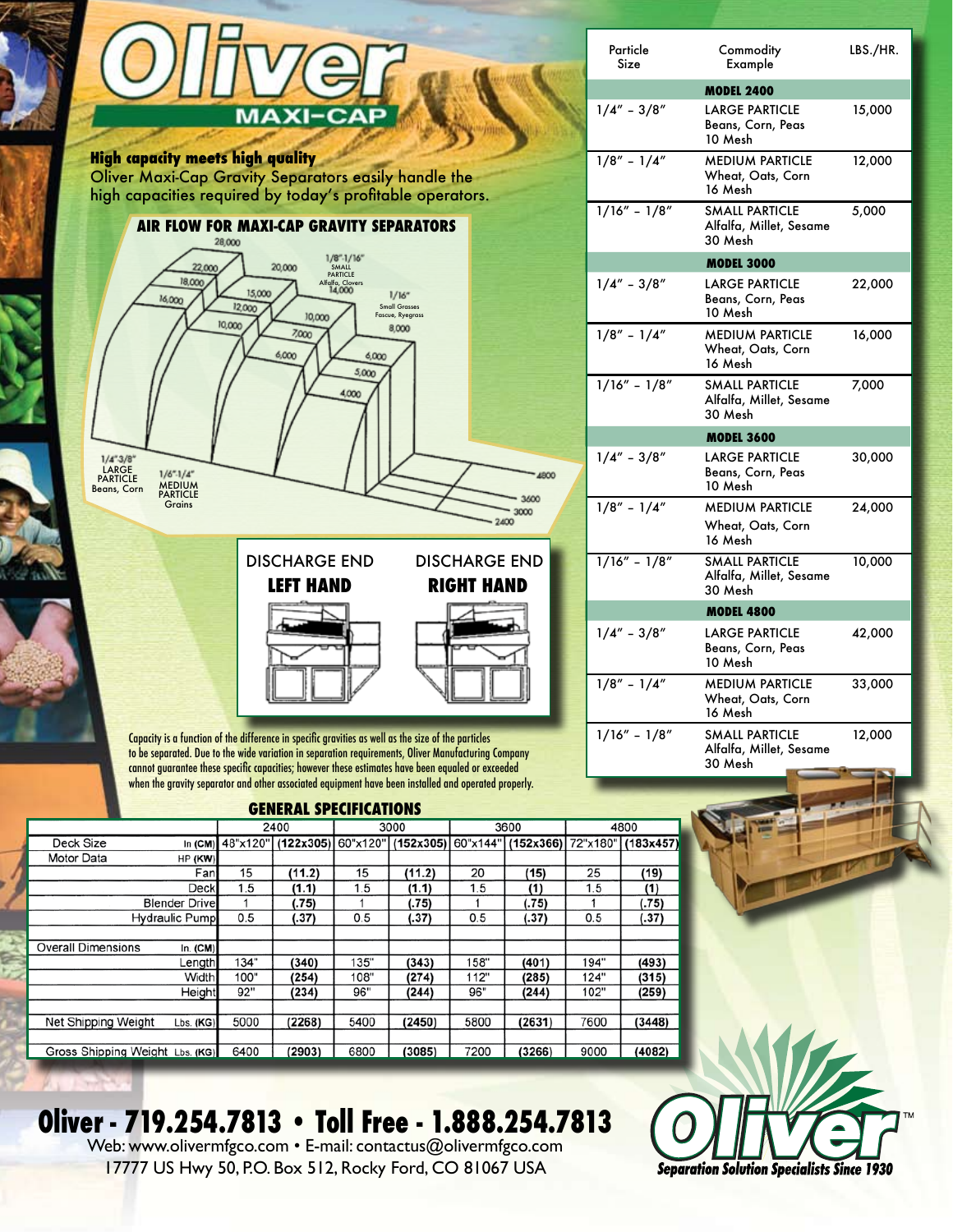# Oliver MAXI-CAP

**High capacity meets high quality**

Oliver Maxi-Cap Gravity Separators easily handle the high capacities required by today's profitable operators.

## AIR FLOW FOR MAXI-CAP GRAVITY SEPARATORS

28,000
22,000
20,000
18,000
16,000
15,000
12,000
10,000
10,000
7,000
6,000
6,000
5,000
4,000
1/8"-1/16" SMALL PARTICLE Alfalfa, Clovers 14,000
1/16" Small Grasses Fescue, Ryegrass 8,000
1/4"-3/8" LARGE PARTICLE Beans, Corn
1/6"-1/4" MEDIUM PARTICLE Grains
4800
3600
3000
2400

DISCHARGE END **LEFT HAND**

DISCHARGE END **RIGHT HAND**

Capacity is a function of the difference in specific gravities as well as the size of the particles to be separated. Due to the wide variation in separation requirements, Oliver Manufacturing Company cannot guarantee these specific capacities; however these estimates have been equaled or exceeded when the gravity separator and other associated equipment have been installed and operated properly.

| Particle Size | Commodity Example | LBS./HR. |
|---|---|---|
| | **MODEL 2400** | |
| 1/4" – 3/8" | LARGE PARTICLE Beans, Corn, Peas 10 Mesh | 15,000 |
| 1/8" – 1/4" | MEDIUM PARTICLE Wheat, Oats, Corn 16 Mesh | 12,000 |
| 1/16" – 1/8" | SMALL PARTICLE Alfalfa, Millet, Sesame 30 Mesh | 5,000 |
| | **MODEL 3000** | |
| 1/4" – 3/8" | LARGE PARTICLE Beans, Corn, Peas 10 Mesh | 22,000 |
| 1/8" – 1/4" | MEDIUM PARTICLE Wheat, Oats, Corn 16 Mesh | 16,000 |
| 1/16" – 1/8" | SMALL PARTICLE Alfalfa, Millet, Sesame 30 Mesh | 7,000 |
| | **MODEL 3600** | |
| 1/4" – 3/8" | LARGE PARTICLE Beans, Corn, Peas 10 Mesh | 30,000 |
| 1/8" – 1/4" | MEDIUM PARTICLE Wheat, Oats, Corn 16 Mesh | 24,000 |
| 1/16" – 1/8" | SMALL PARTICLE Alfalfa, Millet, Sesame 30 Mesh | 10,000 |
| | **MODEL 4800** | |
| 1/4" – 3/8" | LARGE PARTICLE Beans, Corn, Peas 10 Mesh | 42,000 |
| 1/8" – 1/4" | MEDIUM PARTICLE Wheat, Oats, Corn 16 Mesh | 33,000 |
| 1/16" – 1/8" | SMALL PARTICLE Alfalfa, Millet, Sesame 30 Mesh | 12,000 |

## GENERAL SPECIFICATIONS

| | | 2400 | | 3000 | | 3600 | | 4800 | |
|---|---|---|---|---|---|---|---|---|---|
| Deck Size | In (CM) | 48"x120" | (122x305) | 60"x120" | (152x305) | 60"x144" | (152x366) | 72"x180" | (183x457) |
| Motor Data | HP (KW) | | | | | | | | |
| | Fan | 15 | (11.2) | 15 | (11.2) | 20 | (15) | 25 | (19) |
| | Deck | 1.5 | (1.1) | 1.5 | (1.1) | 1.5 | (1) | 1.5 | (1) |
| | Blender Drive | 1 | (.75) | 1 | (.75) | 1 | (.75) | 1 | (.75) |
| | Hydraulic Pump | 0.5 | (.37) | 0.5 | (.37) | 0.5 | (.37) | 0.5 | (.37) |
| Overall Dimensions | In. (CM) | | | | | | | | |
| | Length | 134" | (340) | 135" | (343) | 158" | (401) | 194" | (493) |
| | Width | 100" | (254) | 108" | (274) | 112" | (285) | 124" | (315) |
| | Height | 92" | (234) | 96" | (244) | 96" | (244) | 102" | (259) |
| Net Shipping Weight | Lbs. (KG) | 5000 | (2268) | 5400 | (2450) | 5800 | (2631) | 7600 | (3448) |
| Gross Shipping Weight | Lbs. (KG) | 6400 | (2903) | 6800 | (3085) | 7200 | (3266) | 9000 | (4082) |

**Oliver - 719.254.7813 • Toll Free - 1.888.254.7813**

Web: www.olivermfgco.com • E-mail: contactus@olivermfgco.com
17777 US Hwy 50, P.O. Box 512, Rocky Ford, CO 81067 USA

Oliver™ *Separation Solution Specialists Since 1930*